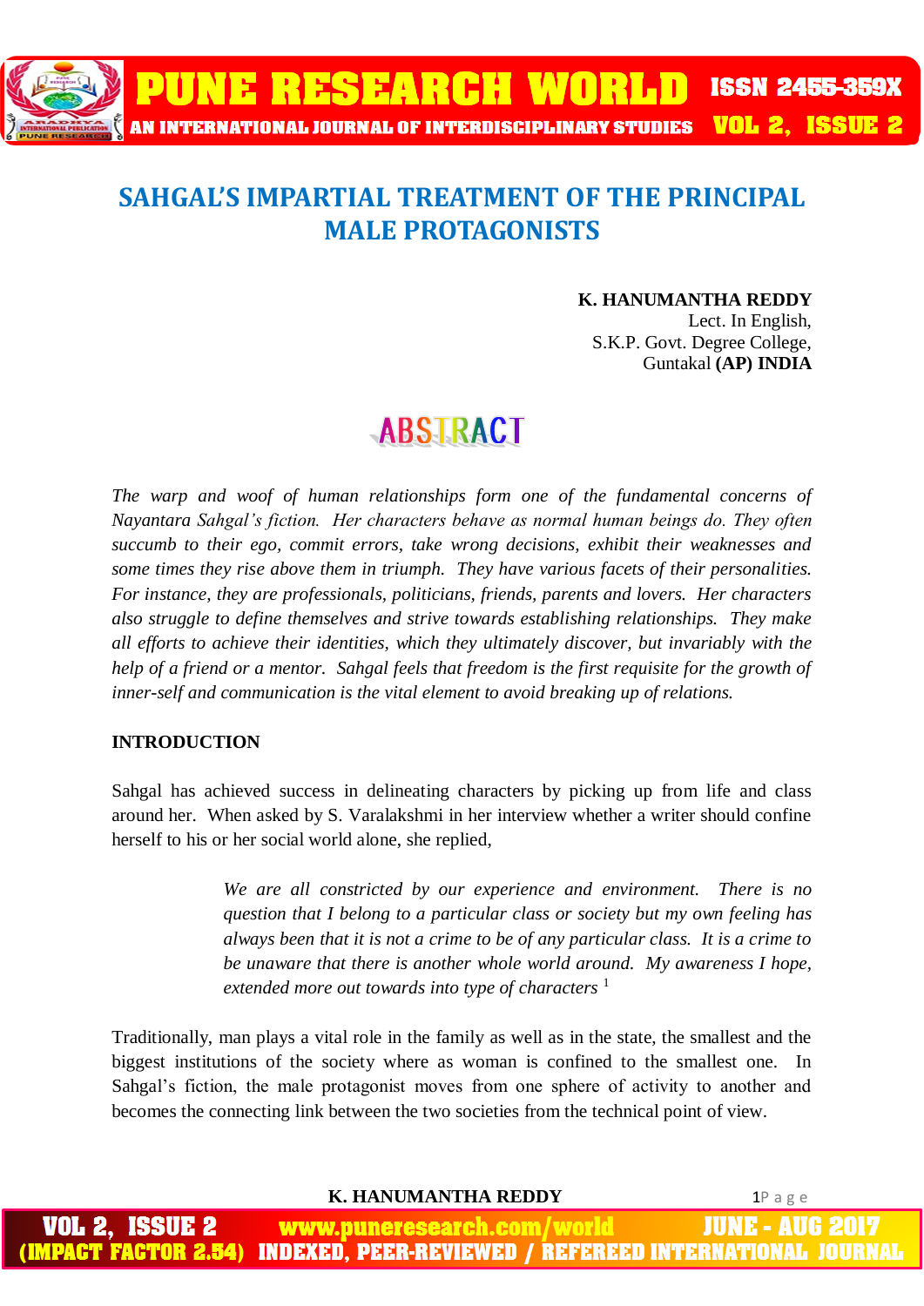# SAHGAL'S IMPARTIAL TREATMENT OF THE PRINCIPAL MALE PROTAGONISTS

**K. HANUMANTHA REDDY**
Lect. In English,
S.K.P. Govt. Degree College,
Guntakal **(AP) INDIA**

## ABSTRACT

*The warp and woof of human relationships form one of the fundamental concerns of Nayantara Sahgal's fiction. Her characters behave as normal human beings do. They often succumb to their ego, commit errors, take wrong decisions, exhibit their weaknesses and some times they rise above them in triumph. They have various facets of their personalities. For instance, they are professionals, politicians, friends, parents and lovers. Her characters also struggle to define themselves and strive towards establishing relationships. They make all efforts to achieve their identities, which they ultimately discover, but invariably with the help of a friend or a mentor. Sahgal feels that freedom is the first requisite for the growth of inner-self and communication is the vital element to avoid breaking up of relations.*

**INTRODUCTION**

Sahgal has achieved success in delineating characters by picking up from life and class around her. When asked by S. Varalakshmi in her interview whether a writer should confine herself to his or her social world alone, she replied,

> *We are all constricted by our experience and environment. There is no question that I belong to a particular class or society but my own feeling has always been that it is not a crime to be of any particular class. It is a crime to be unaware that there is another whole world around. My awareness I hope, extended more out towards into type of characters* [1]

Traditionally, man plays a vital role in the family as well as in the state, the smallest and the biggest institutions of the society where as woman is confined to the smallest one. In Sahgal's fiction, the male protagonist moves from one sphere of activity to another and becomes the connecting link between the two societies from the technical point of view.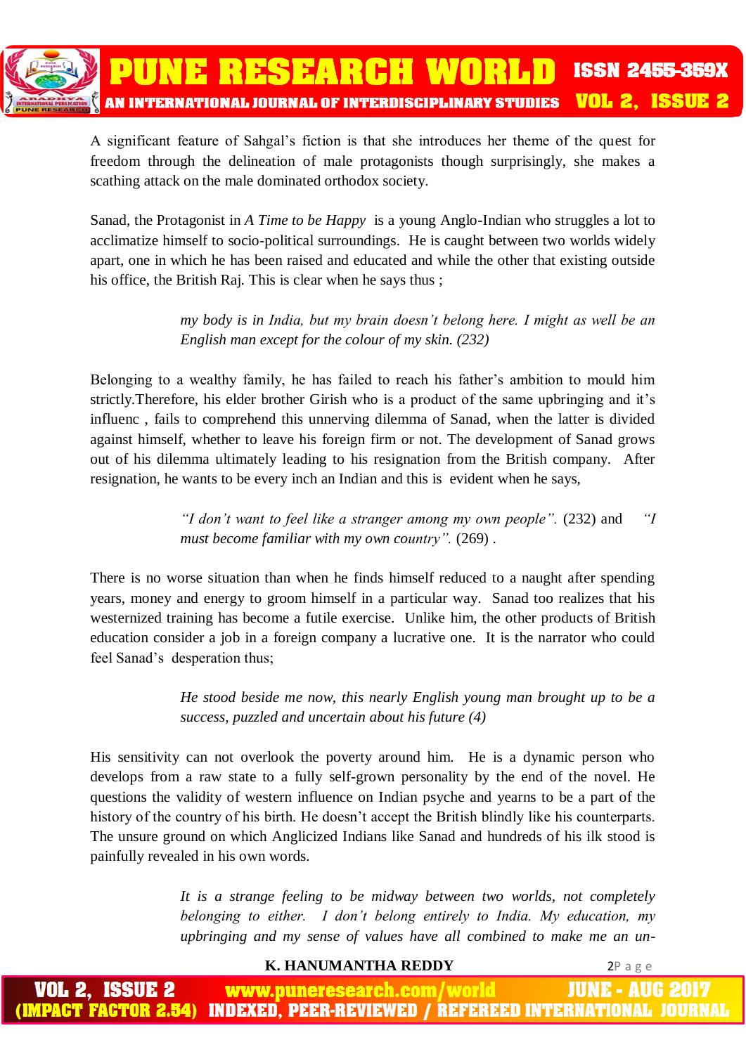A significant feature of Sahgal's fiction is that she introduces her theme of the quest for freedom through the delineation of male protagonists though surprisingly, she makes a scathing attack on the male dominated orthodox society.

Sanad, the Protagonist in *A Time to be Happy* is a young Anglo-Indian who struggles a lot to acclimatize himself to socio-political surroundings. He is caught between two worlds widely apart, one in which he has been raised and educated and while the other that existing outside his office, the British Raj. This is clear when he says thus ;

> *my body is in India, but my brain doesn't belong here. I might as well be an English man except for the colour of my skin. (232)*

Belonging to a wealthy family, he has failed to reach his father's ambition to mould him strictly.Therefore, his elder brother Girish who is a product of the same upbringing and it's influenc , fails to comprehend this unnerving dilemma of Sanad, when the latter is divided against himself, whether to leave his foreign firm or not. The development of Sanad grows out of his dilemma ultimately leading to his resignation from the British company. After resignation, he wants to be every inch an Indian and this is evident when he says,

> *"I don't want to feel like a stranger among my own people".* (232) and *"I must become familiar with my own country".* (269) .

There is no worse situation than when he finds himself reduced to a naught after spending years, money and energy to groom himself in a particular way. Sanad too realizes that his westernized training has become a futile exercise. Unlike him, the other products of British education consider a job in a foreign company a lucrative one. It is the narrator who could feel Sanad's desperation thus;

> *He stood beside me now, this nearly English young man brought up to be a success, puzzled and uncertain about his future (4)*

His sensitivity can not overlook the poverty around him. He is a dynamic person who develops from a raw state to a fully self-grown personality by the end of the novel. He questions the validity of western influence on Indian psyche and yearns to be a part of the history of the country of his birth. He doesn't accept the British blindly like his counterparts. The unsure ground on which Anglicized Indians like Sanad and hundreds of his ilk stood is painfully revealed in his own words.

> *It is a strange feeling to be midway between two worlds, not completely belonging to either. I don't belong entirely to India. My education, my upbringing and my sense of values have all combined to make me an un-*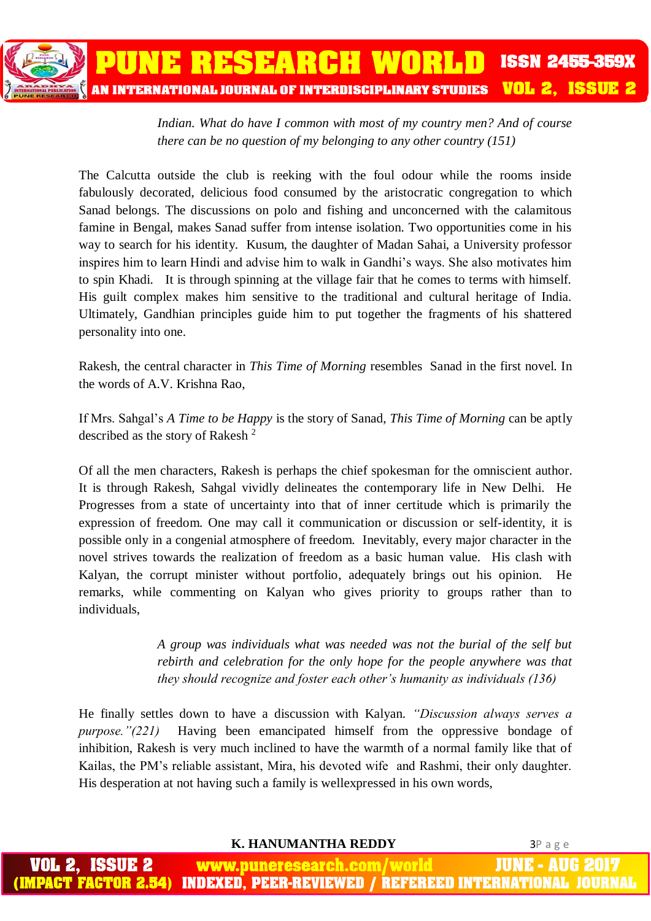> *Indian. What do have I common with most of my country men? And of course there can be no question of my belonging to any other country (151)*

The Calcutta outside the club is reeking with the foul odour while the rooms inside fabulously decorated, delicious food consumed by the aristocratic congregation to which Sanad belongs. The discussions on polo and fishing and unconcerned with the calamitous famine in Bengal, makes Sanad suffer from intense isolation. Two opportunities come in his way to search for his identity. Kusum, the daughter of Madan Sahai, a University professor inspires him to learn Hindi and advise him to walk in Gandhi's ways. She also motivates him to spin Khadi. It is through spinning at the village fair that he comes to terms with himself. His guilt complex makes him sensitive to the traditional and cultural heritage of India. Ultimately, Gandhian principles guide him to put together the fragments of his shattered personality into one.

Rakesh, the central character in *This Time of Morning* resembles Sanad in the first novel. In the words of A.V. Krishna Rao,

If Mrs. Sahgal's *A Time to be Happy* is the story of Sanad, *This Time of Morning* can be aptly described as the story of Rakesh [2]

Of all the men characters, Rakesh is perhaps the chief spokesman for the omniscient author. It is through Rakesh, Sahgal vividly delineates the contemporary life in New Delhi. He Progresses from a state of uncertainty into that of inner certitude which is primarily the expression of freedom. One may call it communication or discussion or self-identity, it is possible only in a congenial atmosphere of freedom. Inevitably, every major character in the novel strives towards the realization of freedom as a basic human value. His clash with Kalyan, the corrupt minister without portfolio, adequately brings out his opinion. He remarks, while commenting on Kalyan who gives priority to groups rather than to individuals,

> *A group was individuals what was needed was not the burial of the self but rebirth and celebration for the only hope for the people anywhere was that they should recognize and foster each other's humanity as individuals (136)*

He finally settles down to have a discussion with Kalyan. *"Discussion always serves a purpose."(221)* Having been emancipated himself from the oppressive bondage of inhibition, Rakesh is very much inclined to have the warmth of a normal family like that of Kailas, the PM's reliable assistant, Mira, his devoted wife and Rashmi, their only daughter. His desperation at not having such a family is wellexpressed in his own words,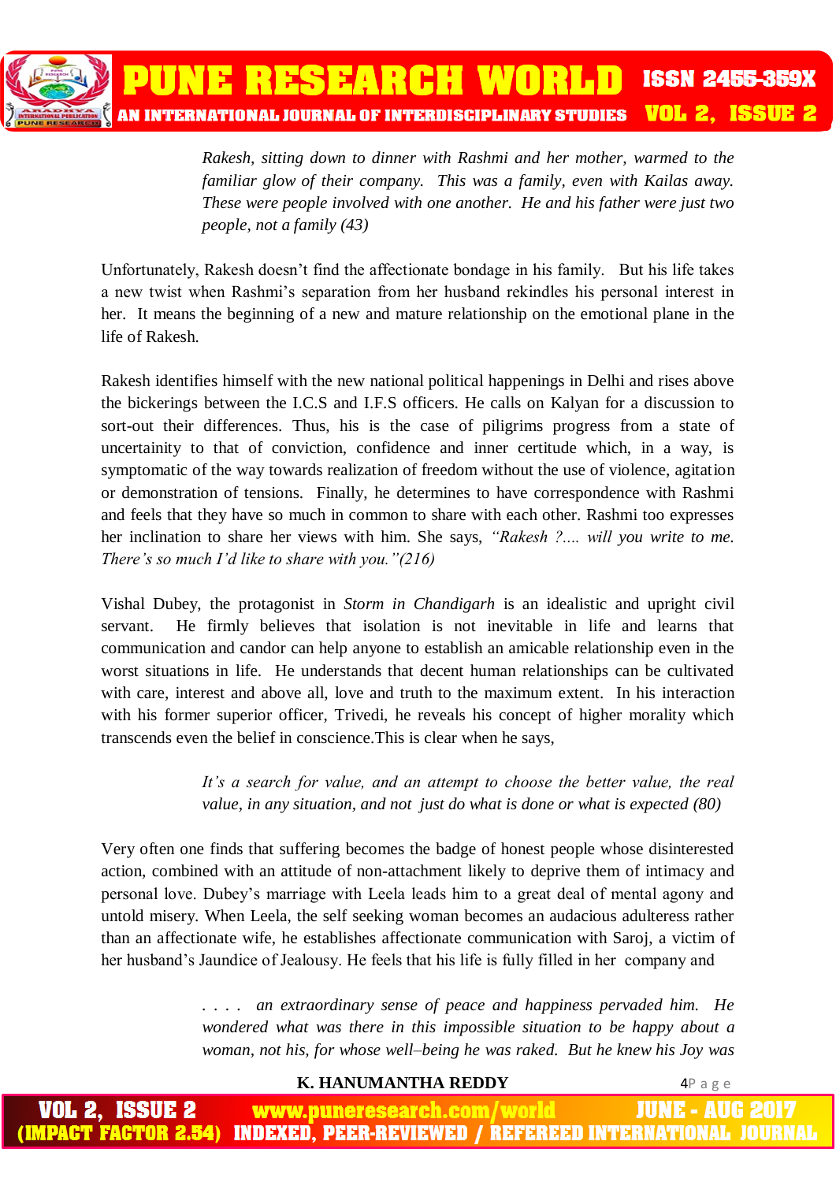> *Rakesh, sitting down to dinner with Rashmi and her mother, warmed to the familiar glow of their company. This was a family, even with Kailas away. These were people involved with one another. He and his father were just two people, not a family (43)*

Unfortunately, Rakesh doesn't find the affectionate bondage in his family. But his life takes a new twist when Rashmi's separation from her husband rekindles his personal interest in her. It means the beginning of a new and mature relationship on the emotional plane in the life of Rakesh.

Rakesh identifies himself with the new national political happenings in Delhi and rises above the bickerings between the I.C.S and I.F.S officers. He calls on Kalyan for a discussion to sort-out their differences. Thus, his is the case of piligrims progress from a state of uncertainity to that of conviction, confidence and inner certitude which, in a way, is symptomatic of the way towards realization of freedom without the use of violence, agitation or demonstration of tensions. Finally, he determines to have correspondence with Rashmi and feels that they have so much in common to share with each other. Rashmi too expresses her inclination to share her views with him. She says, *"Rakesh ?.... will you write to me. There's so much I'd like to share with you."(216)*

Vishal Dubey, the protagonist in *Storm in Chandigarh* is an idealistic and upright civil servant. He firmly believes that isolation is not inevitable in life and learns that communication and candor can help anyone to establish an amicable relationship even in the worst situations in life. He understands that decent human relationships can be cultivated with care, interest and above all, love and truth to the maximum extent. In his interaction with his former superior officer, Trivedi, he reveals his concept of higher morality which transcends even the belief in conscience.This is clear when he says,

> *It's a search for value, and an attempt to choose the better value, the real value, in any situation, and not just do what is done or what is expected (80)*

Very often one finds that suffering becomes the badge of honest people whose disinterested action, combined with an attitude of non-attachment likely to deprive them of intimacy and personal love. Dubey's marriage with Leela leads him to a great deal of mental agony and untold misery. When Leela, the self seeking woman becomes an audacious adulteress rather than an affectionate wife, he establishes affectionate communication with Saroj, a victim of her husband's Jaundice of Jealousy. He feels that his life is fully filled in her company and

> *. . . . an extraordinary sense of peace and happiness pervaded him. He wondered what was there in this impossible situation to be happy about a woman, not his, for whose well–being he was raked. But he knew his Joy was*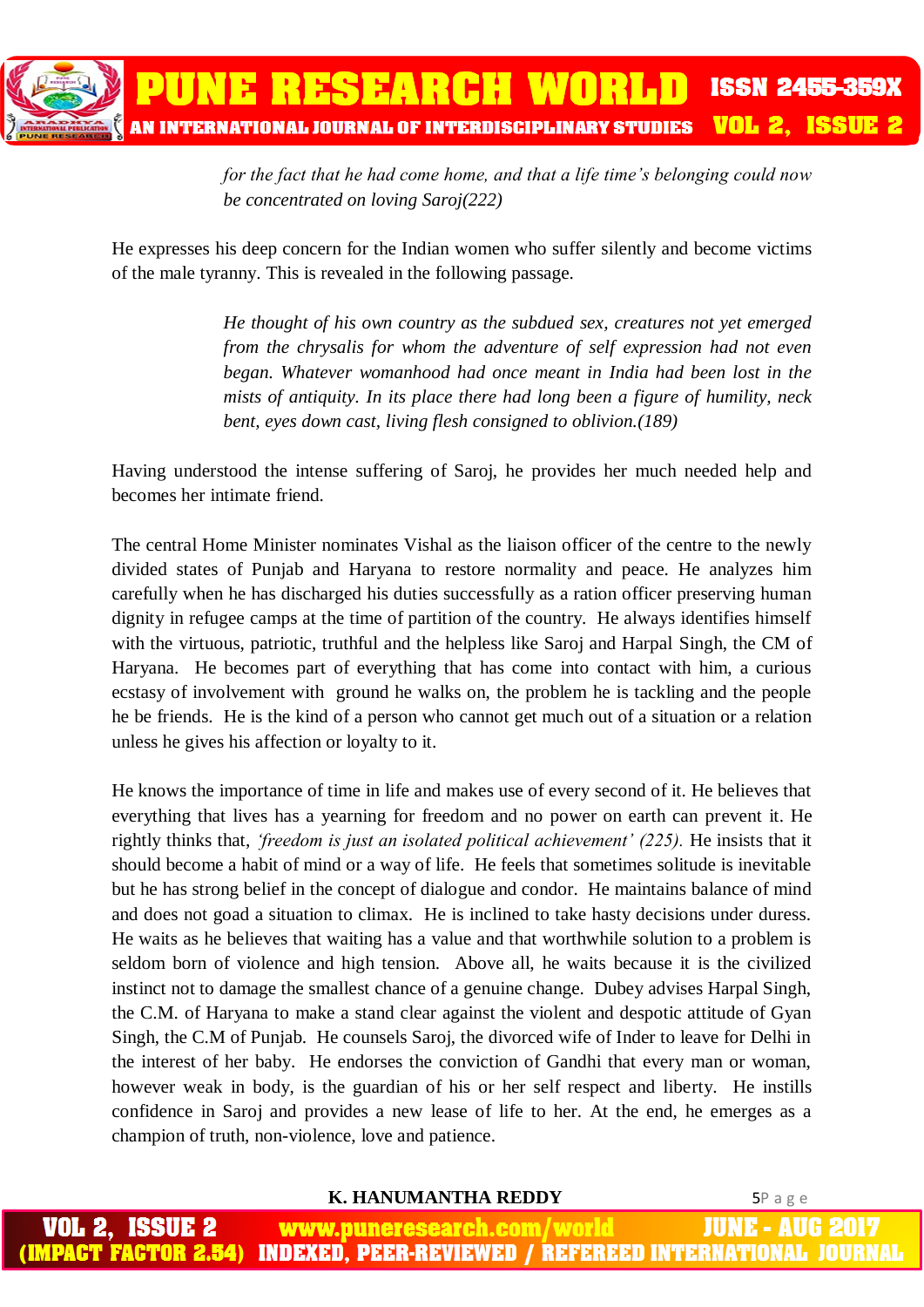> *for the fact that he had come home, and that a life time's belonging could now be concentrated on loving Saroj(222)*

He expresses his deep concern for the Indian women who suffer silently and become victims of the male tyranny. This is revealed in the following passage.

> *He thought of his own country as the subdued sex, creatures not yet emerged from the chrysalis for whom the adventure of self expression had not even began. Whatever womanhood had once meant in India had been lost in the mists of antiquity. In its place there had long been a figure of humility, neck bent, eyes down cast, living flesh consigned to oblivion.(189)*

Having understood the intense suffering of Saroj, he provides her much needed help and becomes her intimate friend.

The central Home Minister nominates Vishal as the liaison officer of the centre to the newly divided states of Punjab and Haryana to restore normality and peace. He analyzes him carefully when he has discharged his duties successfully as a ration officer preserving human dignity in refugee camps at the time of partition of the country. He always identifies himself with the virtuous, patriotic, truthful and the helpless like Saroj and Harpal Singh, the CM of Haryana. He becomes part of everything that has come into contact with him, a curious ecstasy of involvement with ground he walks on, the problem he is tackling and the people he be friends. He is the kind of a person who cannot get much out of a situation or a relation unless he gives his affection or loyalty to it.

He knows the importance of time in life and makes use of every second of it. He believes that everything that lives has a yearning for freedom and no power on earth can prevent it. He rightly thinks that, *'freedom is just an isolated political achievement' (225).* He insists that it should become a habit of mind or a way of life. He feels that sometimes solitude is inevitable but he has strong belief in the concept of dialogue and condor. He maintains balance of mind and does not goad a situation to climax. He is inclined to take hasty decisions under duress. He waits as he believes that waiting has a value and that worthwhile solution to a problem is seldom born of violence and high tension. Above all, he waits because it is the civilized instinct not to damage the smallest chance of a genuine change. Dubey advises Harpal Singh, the C.M. of Haryana to make a stand clear against the violent and despotic attitude of Gyan Singh, the C.M of Punjab. He counsels Saroj, the divorced wife of Inder to leave for Delhi in the interest of her baby. He endorses the conviction of Gandhi that every man or woman, however weak in body, is the guardian of his or her self respect and liberty. He instills confidence in Saroj and provides a new lease of life to her. At the end, he emerges as a champion of truth, non-violence, love and patience.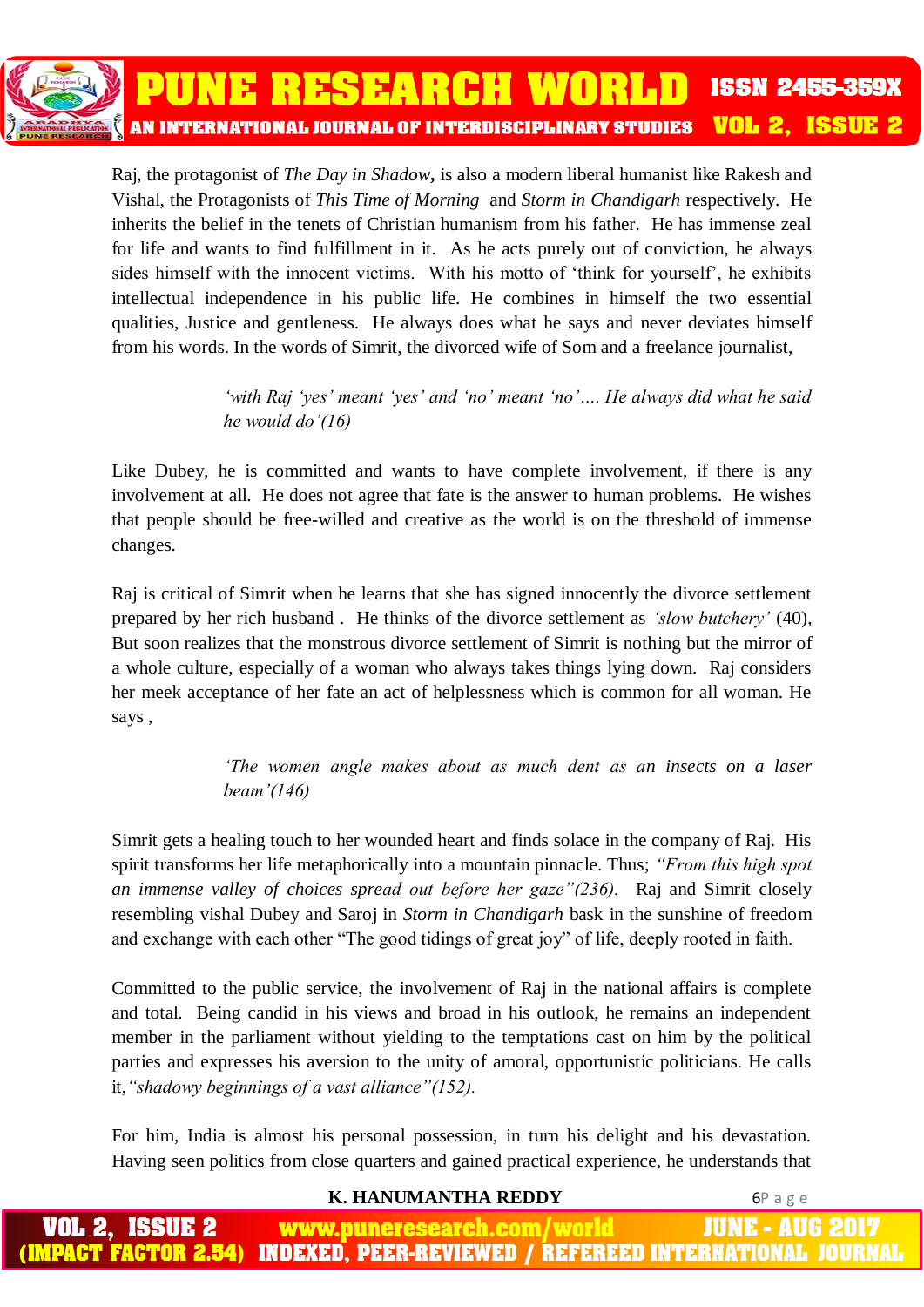Raj, the protagonist of *The Day in Shadow***,** is also a modern liberal humanist like Rakesh and Vishal, the Protagonists of *This Time of Morning* and *Storm in Chandigarh* respectively. He inherits the belief in the tenets of Christian humanism from his father. He has immense zeal for life and wants to find fulfillment in it. As he acts purely out of conviction, he always sides himself with the innocent victims. With his motto of 'think for yourself', he exhibits intellectual independence in his public life. He combines in himself the two essential qualities, Justice and gentleness. He always does what he says and never deviates himself from his words. In the words of Simrit, the divorced wife of Som and a freelance journalist,

> *'with Raj 'yes' meant 'yes' and 'no' meant 'no'…. He always did what he said he would do'(16)*

Like Dubey, he is committed and wants to have complete involvement, if there is any involvement at all. He does not agree that fate is the answer to human problems. He wishes that people should be free-willed and creative as the world is on the threshold of immense changes.

Raj is critical of Simrit when he learns that she has signed innocently the divorce settlement prepared by her rich husband . He thinks of the divorce settlement as *'slow butchery'* (40), But soon realizes that the monstrous divorce settlement of Simrit is nothing but the mirror of a whole culture, especially of a woman who always takes things lying down. Raj considers her meek acceptance of her fate an act of helplessness which is common for all woman. He says ,

> *'The women angle makes about as much dent as an insects on a laser beam'(146)*

Simrit gets a healing touch to her wounded heart and finds solace in the company of Raj. His spirit transforms her life metaphorically into a mountain pinnacle. Thus; *"From this high spot an immense valley of choices spread out before her gaze"(236).* Raj and Simrit closely resembling vishal Dubey and Saroj in *Storm in Chandigarh* bask in the sunshine of freedom and exchange with each other "The good tidings of great joy" of life, deeply rooted in faith.

Committed to the public service, the involvement of Raj in the national affairs is complete and total. Being candid in his views and broad in his outlook, he remains an independent member in the parliament without yielding to the temptations cast on him by the political parties and expresses his aversion to the unity of amoral, opportunistic politicians. He calls it,*"shadowy beginnings of a vast alliance"(152).*

For him, India is almost his personal possession, in turn his delight and his devastation. Having seen politics from close quarters and gained practical experience, he understands that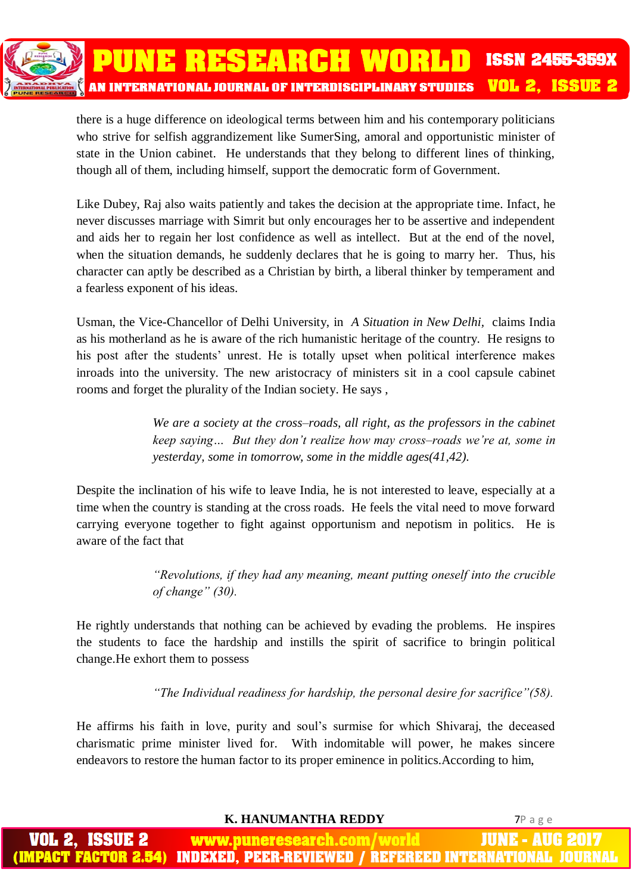there is a huge difference on ideological terms between him and his contemporary politicians who strive for selfish aggrandizement like SumerSing, amoral and opportunistic minister of state in the Union cabinet. He understands that they belong to different lines of thinking, though all of them, including himself, support the democratic form of Government.

Like Dubey, Raj also waits patiently and takes the decision at the appropriate time. Infact, he never discusses marriage with Simrit but only encourages her to be assertive and independent and aids her to regain her lost confidence as well as intellect. But at the end of the novel, when the situation demands, he suddenly declares that he is going to marry her. Thus, his character can aptly be described as a Christian by birth, a liberal thinker by temperament and a fearless exponent of his ideas.

Usman, the Vice-Chancellor of Delhi University, in *A Situation in New Delhi*, claims India as his motherland as he is aware of the rich humanistic heritage of the country. He resigns to his post after the students' unrest. He is totally upset when political interference makes inroads into the university. The new aristocracy of ministers sit in a cool capsule cabinet rooms and forget the plurality of the Indian society. He says ,

> *We are a society at the cross–roads, all right, as the professors in the cabinet keep saying… But they don't realize how may cross–roads we're at, some in yesterday, some in tomorrow, some in the middle ages(41,42).*

Despite the inclination of his wife to leave India, he is not interested to leave, especially at a time when the country is standing at the cross roads. He feels the vital need to move forward carrying everyone together to fight against opportunism and nepotism in politics. He is aware of the fact that

> *"Revolutions, if they had any meaning, meant putting oneself into the crucible of change" (30).*

He rightly understands that nothing can be achieved by evading the problems. He inspires the students to face the hardship and instills the spirit of sacrifice to bringin political change.He exhort them to possess

> *"The Individual readiness for hardship, the personal desire for sacrifice"(58).*

He affirms his faith in love, purity and soul's surmise for which Shivaraj, the deceased charismatic prime minister lived for. With indomitable will power, he makes sincere endeavors to restore the human factor to its proper eminence in politics.According to him,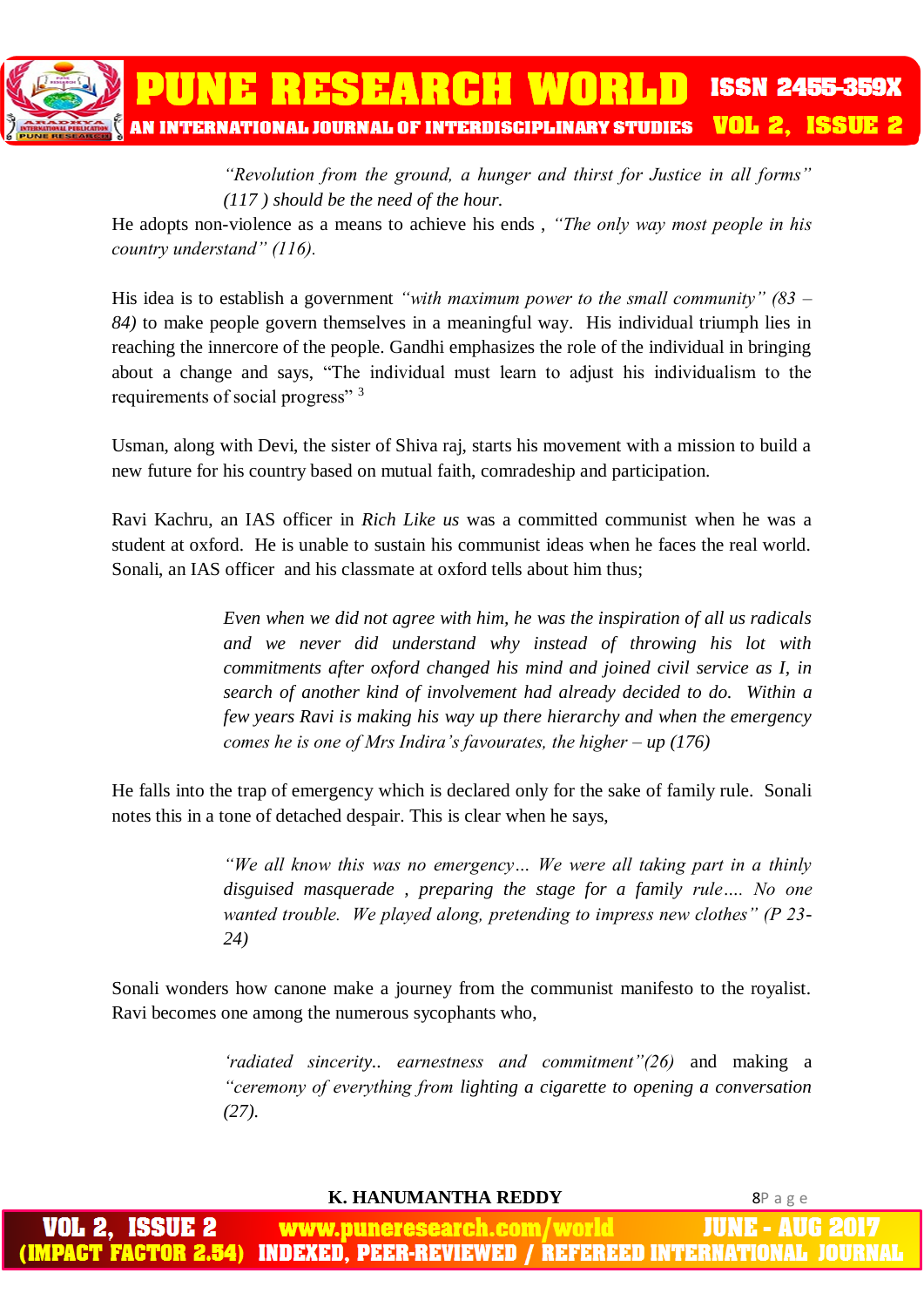> *"Revolution from the ground, a hunger and thirst for Justice in all forms" (117 ) should be the need of the hour.*

He adopts non-violence as a means to achieve his ends , *"The only way most people in his country understand" (116).*

His idea is to establish a government *"with maximum power to the small community" (83 – 84)* to make people govern themselves in a meaningful way. His individual triumph lies in reaching the innercore of the people. Gandhi emphasizes the role of the individual in bringing about a change and says, "The individual must learn to adjust his individualism to the requirements of social progress" [3]

Usman, along with Devi, the sister of Shiva raj, starts his movement with a mission to build a new future for his country based on mutual faith, comradeship and participation.

Ravi Kachru, an IAS officer in *Rich Like us* was a committed communist when he was a student at oxford. He is unable to sustain his communist ideas when he faces the real world. Sonali, an IAS officer and his classmate at oxford tells about him thus;

> *Even when we did not agree with him, he was the inspiration of all us radicals and we never did understand why instead of throwing his lot with commitments after oxford changed his mind and joined civil service as I, in search of another kind of involvement had already decided to do. Within a few years Ravi is making his way up there hierarchy and when the emergency comes he is one of Mrs Indira's favourates, the higher – up (176)*

He falls into the trap of emergency which is declared only for the sake of family rule. Sonali notes this in a tone of detached despair. This is clear when he says,

> *"We all know this was no emergency… We were all taking part in a thinly disguised masquerade , preparing the stage for a family rule…. No one wanted trouble. We played along, pretending to impress new clothes" (P 23-24)*

Sonali wonders how canone make a journey from the communist manifesto to the royalist. Ravi becomes one among the numerous sycophants who,

> *'radiated sincerity.. earnestness and commitment"(26)* and making a *"ceremony of everything from lighting a cigarette to opening a conversation (27).*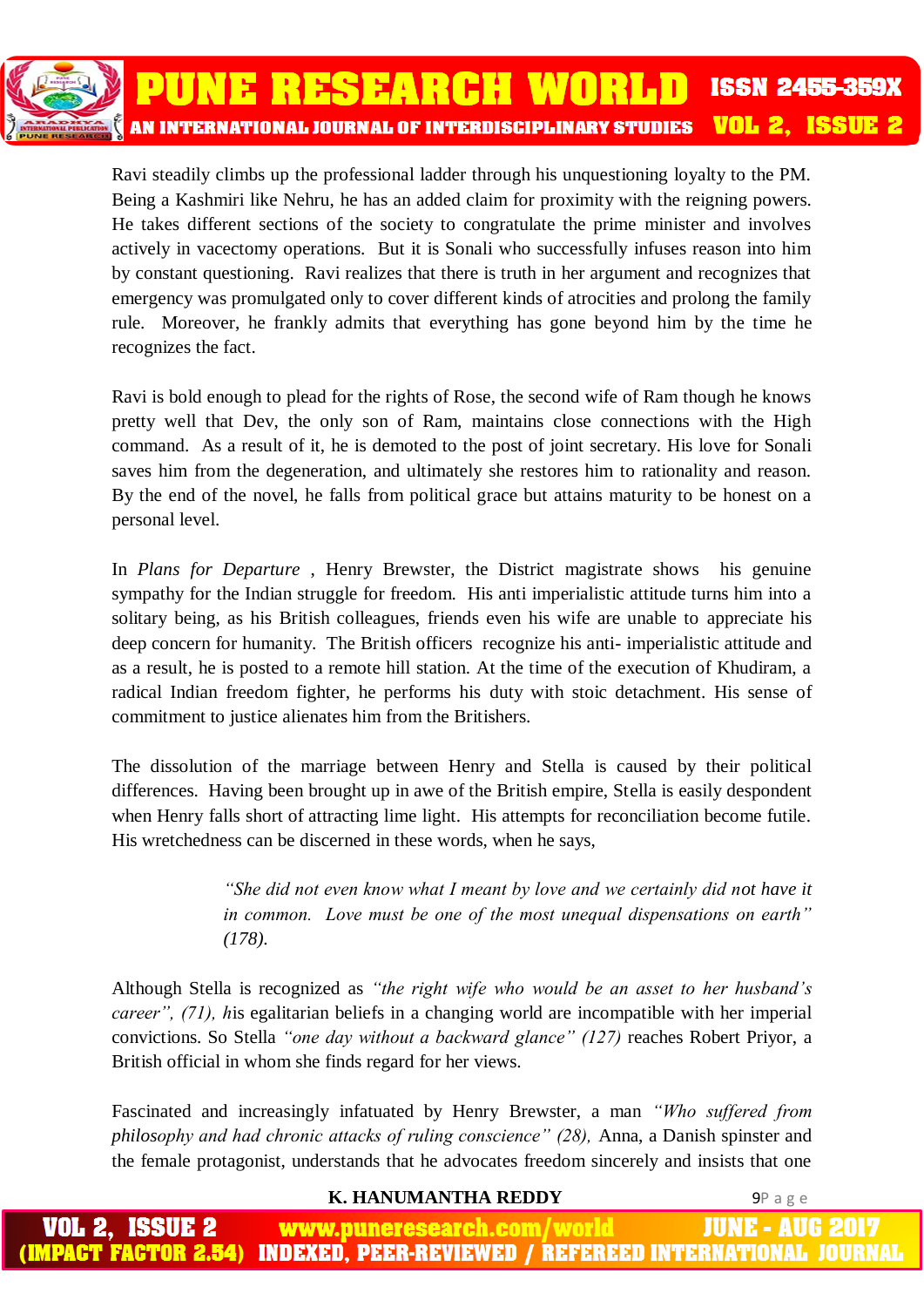Ravi steadily climbs up the professional ladder through his unquestioning loyalty to the PM. Being a Kashmiri like Nehru, he has an added claim for proximity with the reigning powers. He takes different sections of the society to congratulate the prime minister and involves actively in vacectomy operations. But it is Sonali who successfully infuses reason into him by constant questioning. Ravi realizes that there is truth in her argument and recognizes that emergency was promulgated only to cover different kinds of atrocities and prolong the family rule. Moreover, he frankly admits that everything has gone beyond him by the time he recognizes the fact.

Ravi is bold enough to plead for the rights of Rose, the second wife of Ram though he knows pretty well that Dev, the only son of Ram, maintains close connections with the High command. As a result of it, he is demoted to the post of joint secretary. His love for Sonali saves him from the degeneration, and ultimately she restores him to rationality and reason. By the end of the novel, he falls from political grace but attains maturity to be honest on a personal level.

In *Plans for Departure* , Henry Brewster, the District magistrate shows his genuine sympathy for the Indian struggle for freedom. His anti imperialistic attitude turns him into a solitary being, as his British colleagues, friends even his wife are unable to appreciate his deep concern for humanity. The British officers recognize his anti- imperialistic attitude and as a result, he is posted to a remote hill station. At the time of the execution of Khudiram, a radical Indian freedom fighter, he performs his duty with stoic detachment. His sense of commitment to justice alienates him from the Britishers.

The dissolution of the marriage between Henry and Stella is caused by their political differences. Having been brought up in awe of the British empire, Stella is easily despondent when Henry falls short of attracting lime light. His attempts for reconciliation become futile. His wretchedness can be discerned in these words, when he says,

> *"She did not even know what I meant by love and we certainly did not have it in common. Love must be one of the most unequal dispensations on earth" (178).*

Although Stella is recognized as *"the right wife who would be an asset to her husband's career", (71), h*is egalitarian beliefs in a changing world are incompatible with her imperial convictions. So Stella *"one day without a backward glance" (127)* reaches Robert Priyor, a British official in whom she finds regard for her views.

Fascinated and increasingly infatuated by Henry Brewster, a man *"Who suffered from philosophy and had chronic attacks of ruling conscience" (28),* Anna, a Danish spinster and the female protagonist, understands that he advocates freedom sincerely and insists that one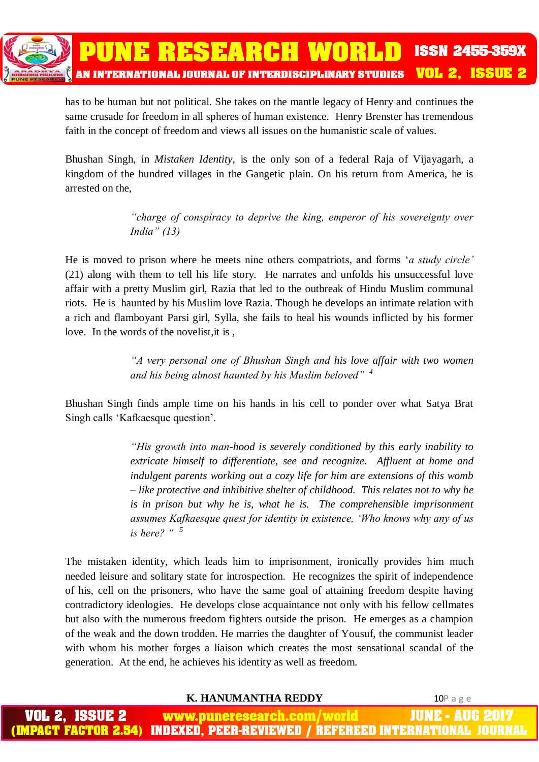has to be human but not political. She takes on the mantle legacy of Henry and continues the same crusade for freedom in all spheres of human existence. Henry Brenster has tremendous faith in the concept of freedom and views all issues on the humanistic scale of values.

Bhushan Singh, in *Mistaken Identity*, is the only son of a federal Raja of Vijayagarh, a kingdom of the hundred villages in the Gangetic plain. On his return from America, he is arrested on the,

> *"charge of conspiracy to deprive the king, emperor of his sovereignty over India" (13)*

He is moved to prison where he meets nine others compatriots, and forms '*a study circle*' (21) along with them to tell his life story. He narrates and unfolds his unsuccessful love affair with a pretty Muslim girl, Razia that led to the outbreak of Hindu Muslim communal riots. He is haunted by his Muslim love Razia. Though he develops an intimate relation with a rich and flamboyant Parsi girl, Sylla, she fails to heal his wounds inflicted by his former love. In the words of the novelist,it is ,

> *"A very personal one of Bhushan Singh and his love affair with two women and his being almost haunted by his Muslim beloved"* [4]

Bhushan Singh finds ample time on his hands in his cell to ponder over what Satya Brat Singh calls 'Kafkaesque question'.

> *"His growth into man-hood is severely conditioned by this early inability to extricate himself to differentiate, see and recognize. Affluent at home and indulgent parents working out a cozy life for him are extensions of this womb – like protective and inhibitive shelter of childhood. This relates not to why he is in prison but why he is, what he is. The comprehensible imprisonment assumes Kafkaesque quest for identity in existence, 'Who knows why any of us is here? "* [5]

The mistaken identity, which leads him to imprisonment, ironically provides him much needed leisure and solitary state for introspection. He recognizes the spirit of independence of his, cell on the prisoners, who have the same goal of attaining freedom despite having contradictory ideologies. He develops close acquaintance not only with his fellow cellmates but also with the numerous freedom fighters outside the prison. He emerges as a champion of the weak and the down trodden. He marries the daughter of Yousuf, the communist leader with whom his mother forges a liaison which creates the most sensational scandal of the generation. At the end, he achieves his identity as well as freedom.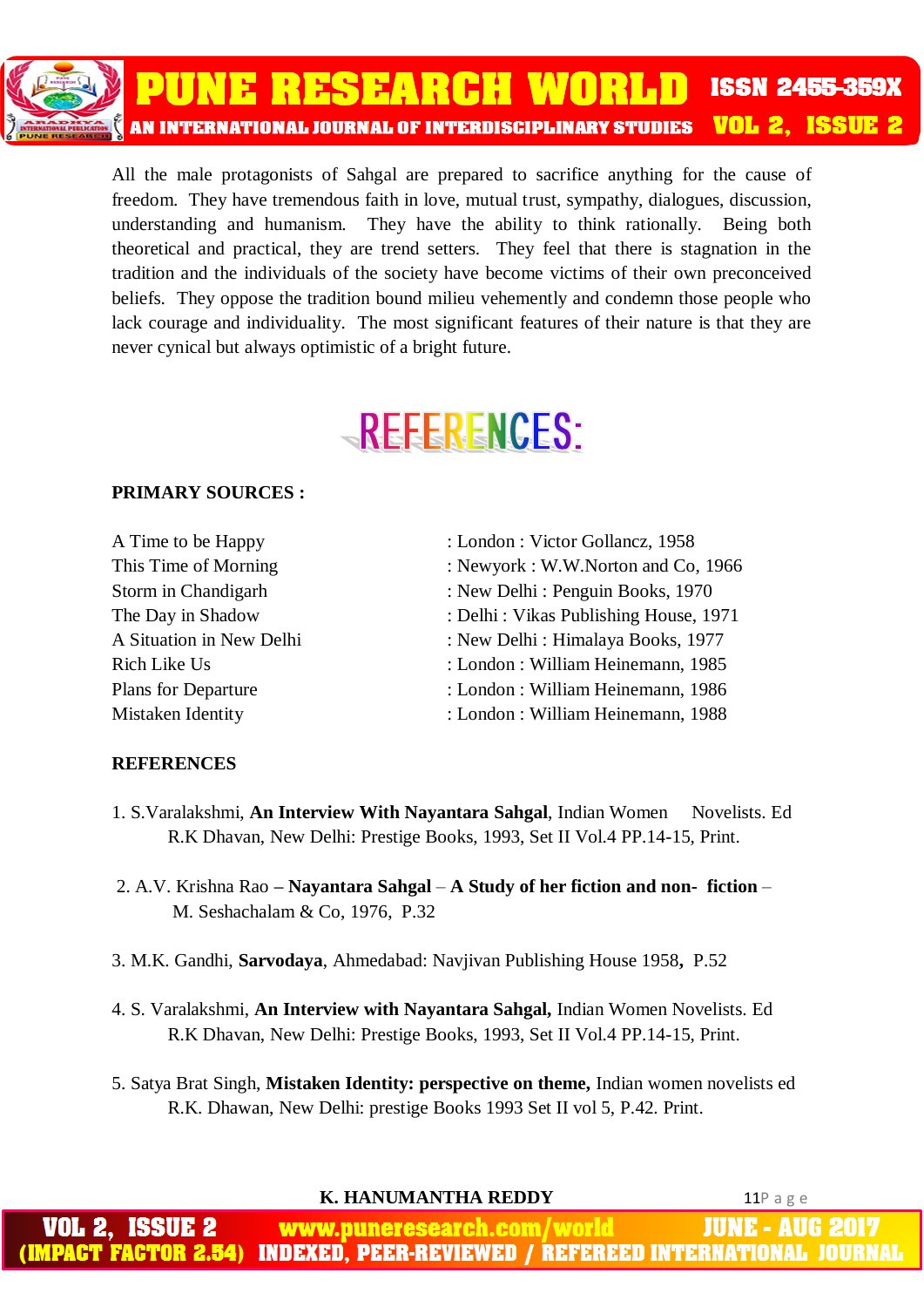All the male protagonists of Sahgal are prepared to sacrifice anything for the cause of freedom. They have tremendous faith in love, mutual trust, sympathy, dialogues, discussion, understanding and humanism. They have the ability to think rationally. Being both theoretical and practical, they are trend setters. They feel that there is stagnation in the tradition and the individuals of the society have become victims of their own preconceived beliefs. They oppose the tradition bound milieu vehemently and condemn those people who lack courage and individuality. The most significant features of their nature is that they are never cynical but always optimistic of a bright future.

# REFERENCES:

**PRIMARY SOURCES :**

| | |
|---|---|
| A Time to be Happy | : London : Victor Gollancz, 1958 |
| This Time of Morning | : Newyork : W.W.Norton and Co, 1966 |
| Storm in Chandigarh | : New Delhi : Penguin Books, 1970 |
| The Day in Shadow | : Delhi : Vikas Publishing House, 1971 |
| A Situation in New Delhi | : New Delhi : Himalaya Books, 1977 |
| Rich Like Us | : London : William Heinemann, 1985 |
| Plans for Departure | : London : William Heinemann, 1986 |
| Mistaken Identity | : London : William Heinemann, 1988 |

**REFERENCES**

1. S.Varalakshmi, **An Interview With Nayantara Sahgal**, Indian Women Novelists. Ed R.K Dhavan, New Delhi: Prestige Books, 1993, Set II Vol.4 PP.14-15, Print.

2. A.V. Krishna Rao – **Nayantara Sahgal** – **A Study of her fiction and non- fiction** – M. Seshachalam & Co, 1976, P.32

3. M.K. Gandhi, **Sarvodaya**, Ahmedabad: Navjivan Publishing House 1958**,** P.52

4. S. Varalakshmi, **An Interview with Nayantara Sahgal,** Indian Women Novelists. Ed R.K Dhavan, New Delhi: Prestige Books, 1993, Set II Vol.4 PP.14-15, Print.

5. Satya Brat Singh, **Mistaken Identity: perspective on theme,** Indian women novelists ed R.K. Dhawan, New Delhi: prestige Books 1993 Set II vol 5, P.42. Print.